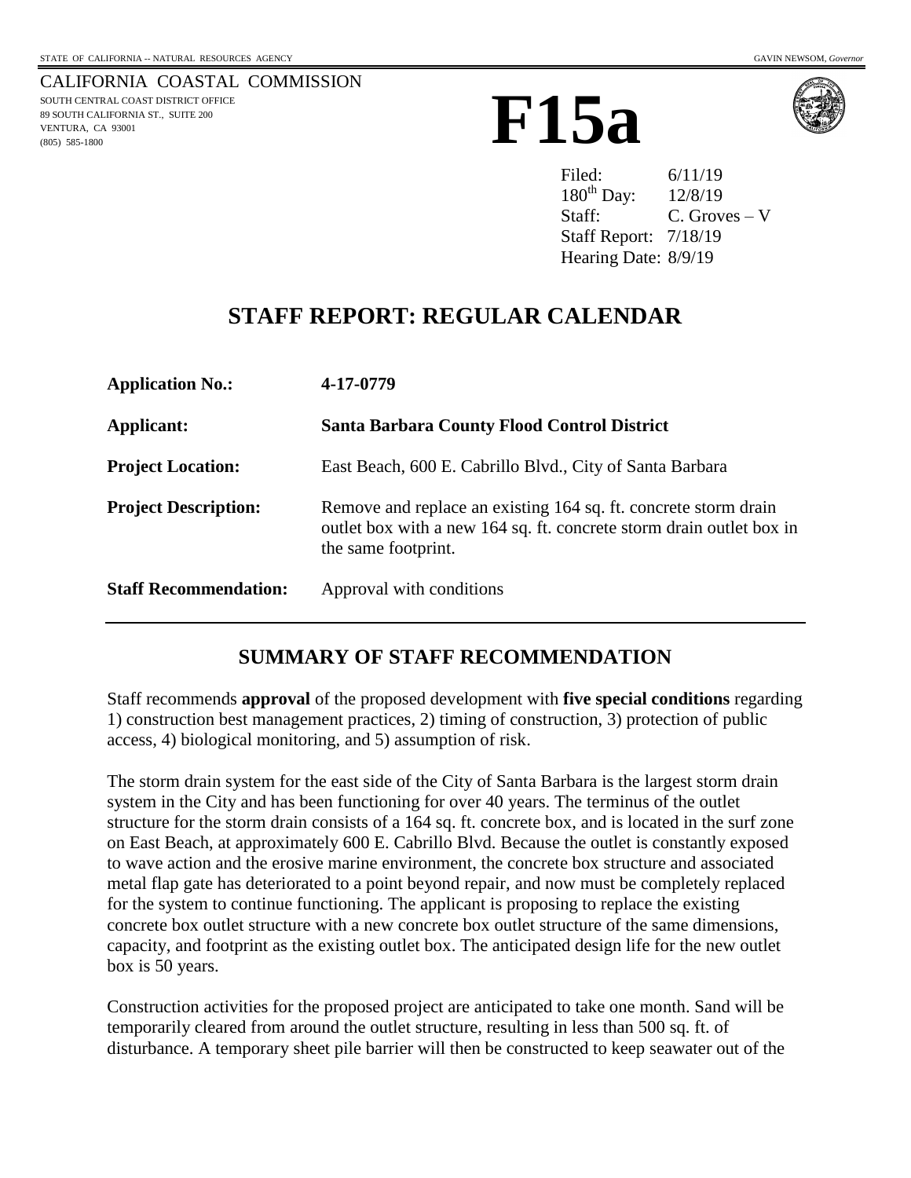STATE OF CALIFORNIA -- NATURAL RESOURCES AGENCY GAVIN NEWSOM, *Governor*

CALIFORNIA COASTAL COMMISSION
SOUTH CENTRAL COAST DISTRICT OFFICE
89 SOUTH CALIFORNIA ST., SUITE 200
VENTURA, CA 93001
(805) 585-1800

# F15a

Filed: 6/11/19
180th Day: 12/8/19
Staff: C. Groves – V
Staff Report: 7/18/19
Hearing Date: 8/9/19

## STAFF REPORT: REGULAR CALENDAR

| | |
|---|---|
| **Application No.:** | **4-17-0779** |
| **Applicant:** | **Santa Barbara County Flood Control District** |
| **Project Location:** | East Beach, 600 E. Cabrillo Blvd., City of Santa Barbara |
| **Project Description:** | Remove and replace an existing 164 sq. ft. concrete storm drain outlet box with a new 164 sq. ft. concrete storm drain outlet box in the same footprint. |
| **Staff Recommendation:** | Approval with conditions |

## SUMMARY OF STAFF RECOMMENDATION

Staff recommends **approval** of the proposed development with **five special conditions** regarding 1) construction best management practices, 2) timing of construction, 3) protection of public access, 4) biological monitoring, and 5) assumption of risk.

The storm drain system for the east side of the City of Santa Barbara is the largest storm drain system in the City and has been functioning for over 40 years. The terminus of the outlet structure for the storm drain consists of a 164 sq. ft. concrete box, and is located in the surf zone on East Beach, at approximately 600 E. Cabrillo Blvd. Because the outlet is constantly exposed to wave action and the erosive marine environment, the concrete box structure and associated metal flap gate has deteriorated to a point beyond repair, and now must be completely replaced for the system to continue functioning. The applicant is proposing to replace the existing concrete box outlet structure with a new concrete box outlet structure of the same dimensions, capacity, and footprint as the existing outlet box. The anticipated design life for the new outlet box is 50 years.

Construction activities for the proposed project are anticipated to take one month. Sand will be temporarily cleared from around the outlet structure, resulting in less than 500 sq. ft. of disturbance. A temporary sheet pile barrier will then be constructed to keep seawater out of the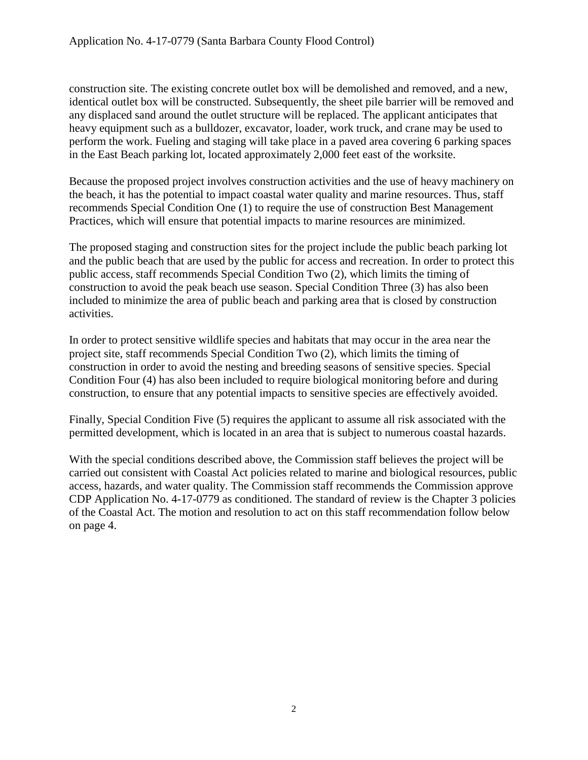construction site. The existing concrete outlet box will be demolished and removed, and a new, identical outlet box will be constructed. Subsequently, the sheet pile barrier will be removed and any displaced sand around the outlet structure will be replaced. The applicant anticipates that heavy equipment such as a bulldozer, excavator, loader, work truck, and crane may be used to perform the work. Fueling and staging will take place in a paved area covering 6 parking spaces in the East Beach parking lot, located approximately 2,000 feet east of the worksite.

Because the proposed project involves construction activities and the use of heavy machinery on the beach, it has the potential to impact coastal water quality and marine resources. Thus, staff recommends Special Condition One (1) to require the use of construction Best Management Practices, which will ensure that potential impacts to marine resources are minimized.

The proposed staging and construction sites for the project include the public beach parking lot and the public beach that are used by the public for access and recreation. In order to protect this public access, staff recommends Special Condition Two (2), which limits the timing of construction to avoid the peak beach use season. Special Condition Three (3) has also been included to minimize the area of public beach and parking area that is closed by construction activities.

In order to protect sensitive wildlife species and habitats that may occur in the area near the project site, staff recommends Special Condition Two (2), which limits the timing of construction in order to avoid the nesting and breeding seasons of sensitive species. Special Condition Four (4) has also been included to require biological monitoring before and during construction, to ensure that any potential impacts to sensitive species are effectively avoided.

Finally, Special Condition Five (5) requires the applicant to assume all risk associated with the permitted development, which is located in an area that is subject to numerous coastal hazards.

With the special conditions described above, the Commission staff believes the project will be carried out consistent with Coastal Act policies related to marine and biological resources, public access, hazards, and water quality. The Commission staff recommends the Commission approve CDP Application No. 4-17-0779 as conditioned. The standard of review is the Chapter 3 policies of the Coastal Act. The motion and resolution to act on this staff recommendation follow below on page 4.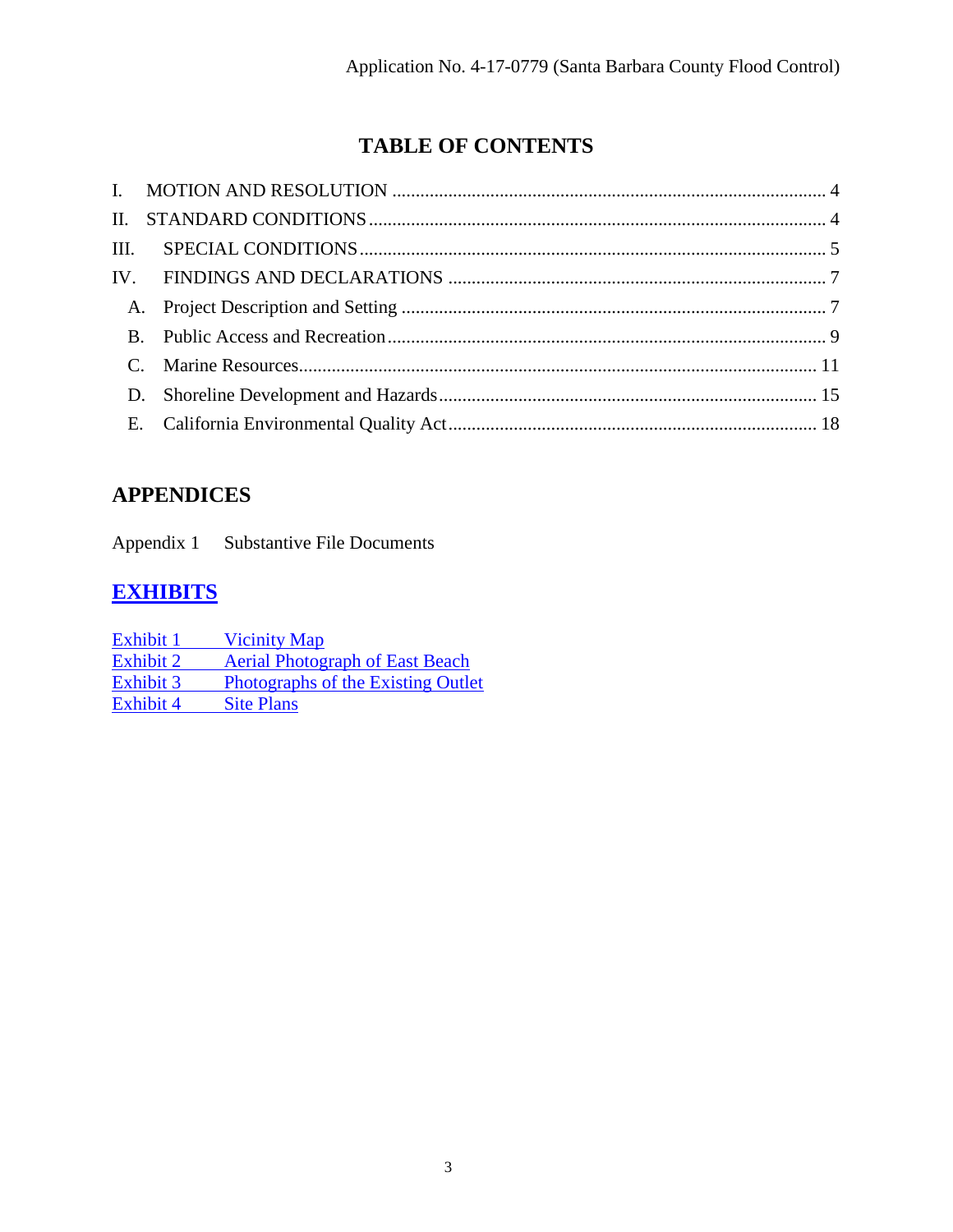# TABLE OF CONTENTS

I. MOTION AND RESOLUTION ............................................................................................ 4
II. STANDARD CONDITIONS ................................................................................................ 4
III. SPECIAL CONDITIONS .................................................................................................... 5
IV. FINDINGS AND DECLARATIONS ................................................................................ 7
   A. Project Description and Setting ......................................................................................... 7
   B. Public Access and Recreation ............................................................................................ 9
   C. Marine Resources ............................................................................................................ 11
   D. Shoreline Development and Hazards ............................................................................... 15
   E. California Environmental Quality Act ............................................................................. 18

## APPENDICES

Appendix 1 Substantive File Documents

## EXHIBITS

Exhibit 1 Vicinity Map
Exhibit 2 Aerial Photograph of East Beach
Exhibit 3 Photographs of the Existing Outlet
Exhibit 4 Site Plans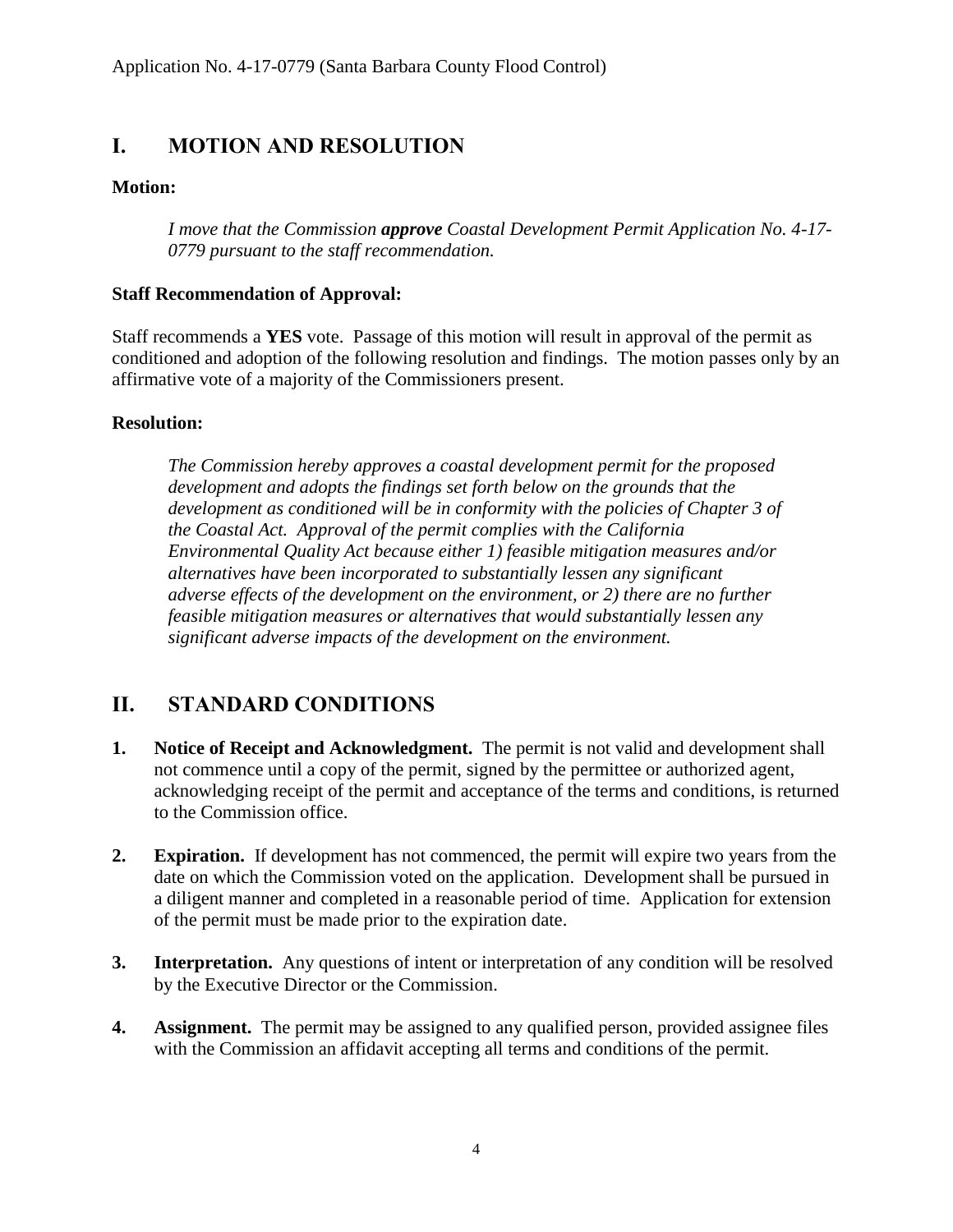## I. MOTION AND RESOLUTION

**Motion:**

*I move that the Commission **approve** Coastal Development Permit Application No. 4-17-0779 pursuant to the staff recommendation.*

**Staff Recommendation of Approval:**

Staff recommends a **YES** vote. Passage of this motion will result in approval of the permit as conditioned and adoption of the following resolution and findings. The motion passes only by an affirmative vote of a majority of the Commissioners present.

**Resolution:**

*The Commission hereby approves a coastal development permit for the proposed development and adopts the findings set forth below on the grounds that the development as conditioned will be in conformity with the policies of Chapter 3 of the Coastal Act. Approval of the permit complies with the California Environmental Quality Act because either 1) feasible mitigation measures and/or alternatives have been incorporated to substantially lessen any significant adverse effects of the development on the environment, or 2) there are no further feasible mitigation measures or alternatives that would substantially lessen any significant adverse impacts of the development on the environment.*

## II. STANDARD CONDITIONS

1. **Notice of Receipt and Acknowledgment.** The permit is not valid and development shall not commence until a copy of the permit, signed by the permittee or authorized agent, acknowledging receipt of the permit and acceptance of the terms and conditions, is returned to the Commission office.

2. **Expiration.** If development has not commenced, the permit will expire two years from the date on which the Commission voted on the application. Development shall be pursued in a diligent manner and completed in a reasonable period of time. Application for extension of the permit must be made prior to the expiration date.

3. **Interpretation.** Any questions of intent or interpretation of any condition will be resolved by the Executive Director or the Commission.

4. **Assignment.** The permit may be assigned to any qualified person, provided assignee files with the Commission an affidavit accepting all terms and conditions of the permit.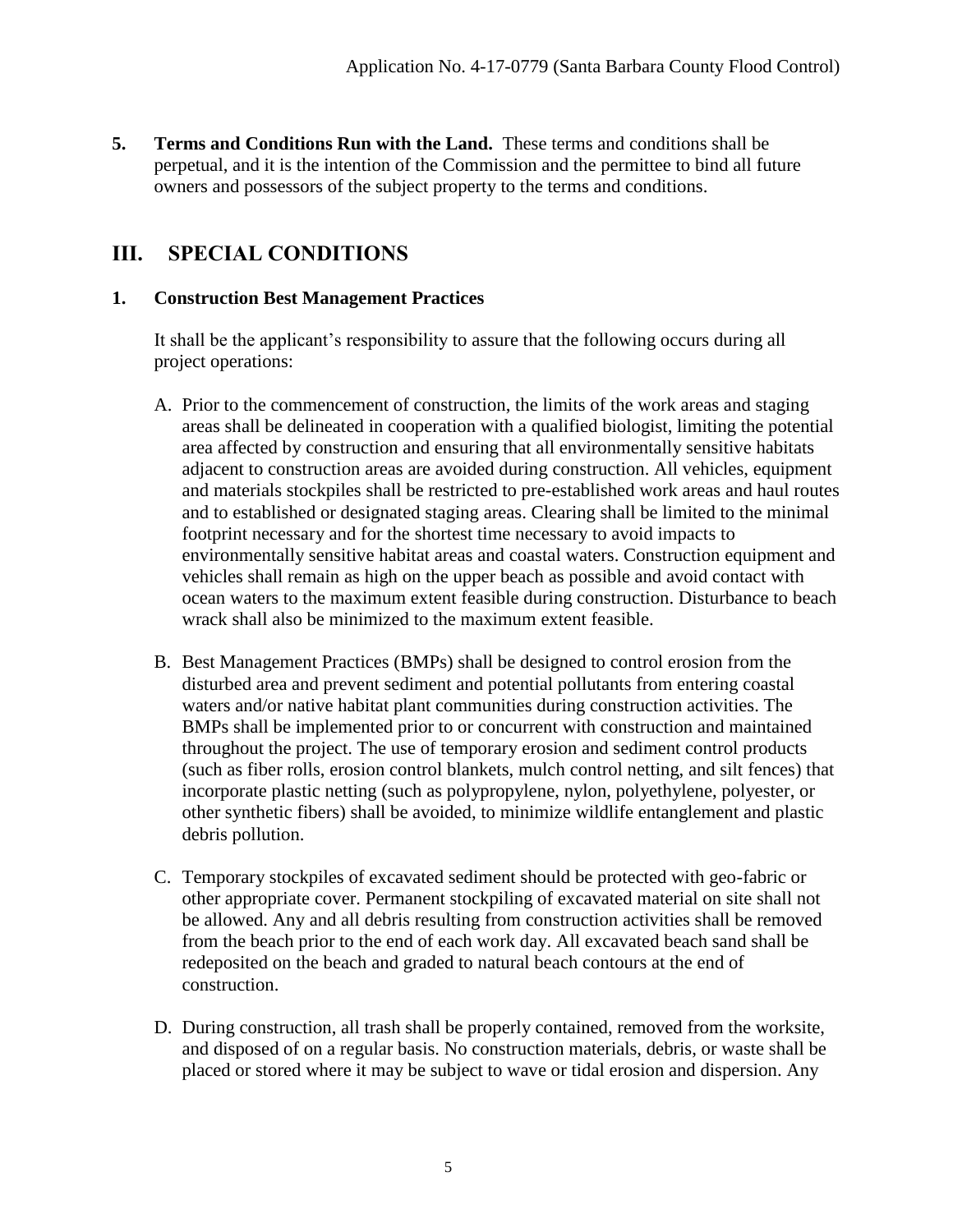**5. Terms and Conditions Run with the Land.** These terms and conditions shall be perpetual, and it is the intention of the Commission and the permittee to bind all future owners and possessors of the subject property to the terms and conditions.

## III. SPECIAL CONDITIONS

### 1. Construction Best Management Practices

It shall be the applicant's responsibility to assure that the following occurs during all project operations:

A. Prior to the commencement of construction, the limits of the work areas and staging areas shall be delineated in cooperation with a qualified biologist, limiting the potential area affected by construction and ensuring that all environmentally sensitive habitats adjacent to construction areas are avoided during construction. All vehicles, equipment and materials stockpiles shall be restricted to pre-established work areas and haul routes and to established or designated staging areas. Clearing shall be limited to the minimal footprint necessary and for the shortest time necessary to avoid impacts to environmentally sensitive habitat areas and coastal waters. Construction equipment and vehicles shall remain as high on the upper beach as possible and avoid contact with ocean waters to the maximum extent feasible during construction. Disturbance to beach wrack shall also be minimized to the maximum extent feasible.

B. Best Management Practices (BMPs) shall be designed to control erosion from the disturbed area and prevent sediment and potential pollutants from entering coastal waters and/or native habitat plant communities during construction activities. The BMPs shall be implemented prior to or concurrent with construction and maintained throughout the project. The use of temporary erosion and sediment control products (such as fiber rolls, erosion control blankets, mulch control netting, and silt fences) that incorporate plastic netting (such as polypropylene, nylon, polyethylene, polyester, or other synthetic fibers) shall be avoided, to minimize wildlife entanglement and plastic debris pollution.

C. Temporary stockpiles of excavated sediment should be protected with geo-fabric or other appropriate cover. Permanent stockpiling of excavated material on site shall not be allowed. Any and all debris resulting from construction activities shall be removed from the beach prior to the end of each work day. All excavated beach sand shall be redeposited on the beach and graded to natural beach contours at the end of construction.

D. During construction, all trash shall be properly contained, removed from the worksite, and disposed of on a regular basis. No construction materials, debris, or waste shall be placed or stored where it may be subject to wave or tidal erosion and dispersion. Any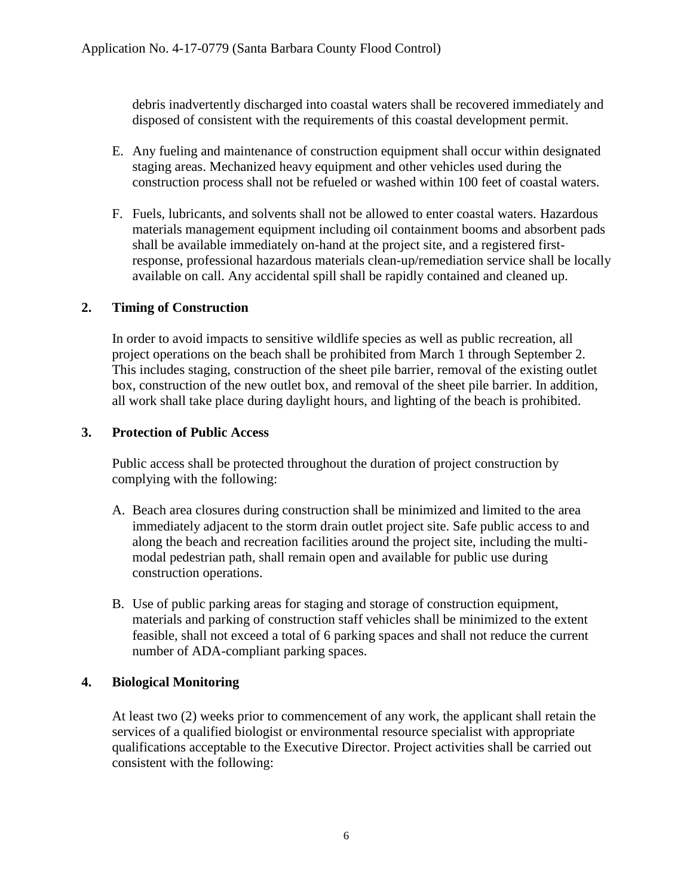debris inadvertently discharged into coastal waters shall be recovered immediately and disposed of consistent with the requirements of this coastal development permit.

E. Any fueling and maintenance of construction equipment shall occur within designated staging areas. Mechanized heavy equipment and other vehicles used during the construction process shall not be refueled or washed within 100 feet of coastal waters.

F. Fuels, lubricants, and solvents shall not be allowed to enter coastal waters. Hazardous materials management equipment including oil containment booms and absorbent pads shall be available immediately on-hand at the project site, and a registered first-response, professional hazardous materials clean-up/remediation service shall be locally available on call. Any accidental spill shall be rapidly contained and cleaned up.

**2. Timing of Construction**

In order to avoid impacts to sensitive wildlife species as well as public recreation, all project operations on the beach shall be prohibited from March 1 through September 2. This includes staging, construction of the sheet pile barrier, removal of the existing outlet box, construction of the new outlet box, and removal of the sheet pile barrier. In addition, all work shall take place during daylight hours, and lighting of the beach is prohibited.

**3. Protection of Public Access**

Public access shall be protected throughout the duration of project construction by complying with the following:

A. Beach area closures during construction shall be minimized and limited to the area immediately adjacent to the storm drain outlet project site. Safe public access to and along the beach and recreation facilities around the project site, including the multi-modal pedestrian path, shall remain open and available for public use during construction operations.

B. Use of public parking areas for staging and storage of construction equipment, materials and parking of construction staff vehicles shall be minimized to the extent feasible, shall not exceed a total of 6 parking spaces and shall not reduce the current number of ADA-compliant parking spaces.

**4. Biological Monitoring**

At least two (2) weeks prior to commencement of any work, the applicant shall retain the services of a qualified biologist or environmental resource specialist with appropriate qualifications acceptable to the Executive Director. Project activities shall be carried out consistent with the following: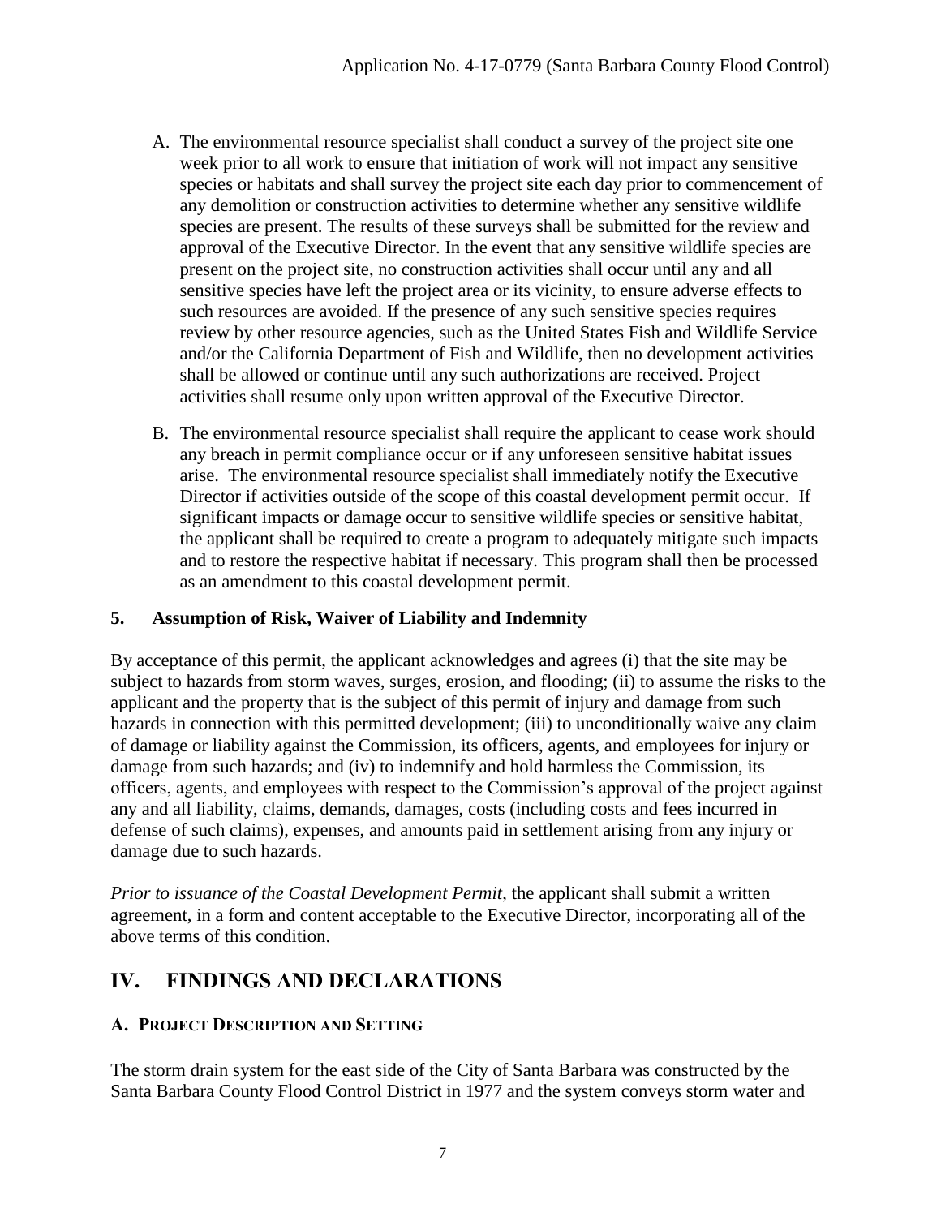A. The environmental resource specialist shall conduct a survey of the project site one week prior to all work to ensure that initiation of work will not impact any sensitive species or habitats and shall survey the project site each day prior to commencement of any demolition or construction activities to determine whether any sensitive wildlife species are present. The results of these surveys shall be submitted for the review and approval of the Executive Director. In the event that any sensitive wildlife species are present on the project site, no construction activities shall occur until any and all sensitive species have left the project area or its vicinity, to ensure adverse effects to such resources are avoided. If the presence of any such sensitive species requires review by other resource agencies, such as the United States Fish and Wildlife Service and/or the California Department of Fish and Wildlife, then no development activities shall be allowed or continue until any such authorizations are received. Project activities shall resume only upon written approval of the Executive Director.

B. The environmental resource specialist shall require the applicant to cease work should any breach in permit compliance occur or if any unforeseen sensitive habitat issues arise. The environmental resource specialist shall immediately notify the Executive Director if activities outside of the scope of this coastal development permit occur. If significant impacts or damage occur to sensitive wildlife species or sensitive habitat, the applicant shall be required to create a program to adequately mitigate such impacts and to restore the respective habitat if necessary. This program shall then be processed as an amendment to this coastal development permit.

### 5. Assumption of Risk, Waiver of Liability and Indemnity

By acceptance of this permit, the applicant acknowledges and agrees (i) that the site may be subject to hazards from storm waves, surges, erosion, and flooding; (ii) to assume the risks to the applicant and the property that is the subject of this permit of injury and damage from such hazards in connection with this permitted development; (iii) to unconditionally waive any claim of damage or liability against the Commission, its officers, agents, and employees for injury or damage from such hazards; and (iv) to indemnify and hold harmless the Commission, its officers, agents, and employees with respect to the Commission's approval of the project against any and all liability, claims, demands, damages, costs (including costs and fees incurred in defense of such claims), expenses, and amounts paid in settlement arising from any injury or damage due to such hazards.

*Prior to issuance of the Coastal Development Permit*, the applicant shall submit a written agreement, in a form and content acceptable to the Executive Director, incorporating all of the above terms of this condition.

## IV. FINDINGS AND DECLARATIONS

### A. Project Description and Setting

The storm drain system for the east side of the City of Santa Barbara was constructed by the Santa Barbara County Flood Control District in 1977 and the system conveys storm water and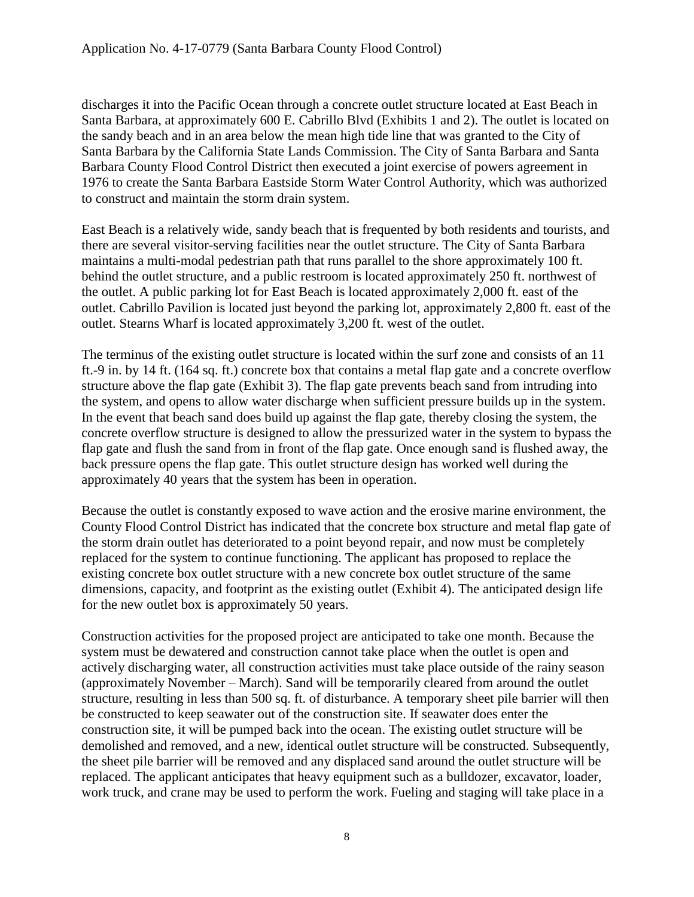discharges it into the Pacific Ocean through a concrete outlet structure located at East Beach in Santa Barbara, at approximately 600 E. Cabrillo Blvd (Exhibits 1 and 2). The outlet is located on the sandy beach and in an area below the mean high tide line that was granted to the City of Santa Barbara by the California State Lands Commission. The City of Santa Barbara and Santa Barbara County Flood Control District then executed a joint exercise of powers agreement in 1976 to create the Santa Barbara Eastside Storm Water Control Authority, which was authorized to construct and maintain the storm drain system.

East Beach is a relatively wide, sandy beach that is frequented by both residents and tourists, and there are several visitor-serving facilities near the outlet structure. The City of Santa Barbara maintains a multi-modal pedestrian path that runs parallel to the shore approximately 100 ft. behind the outlet structure, and a public restroom is located approximately 250 ft. northwest of the outlet. A public parking lot for East Beach is located approximately 2,000 ft. east of the outlet. Cabrillo Pavilion is located just beyond the parking lot, approximately 2,800 ft. east of the outlet. Stearns Wharf is located approximately 3,200 ft. west of the outlet.

The terminus of the existing outlet structure is located within the surf zone and consists of an 11 ft.-9 in. by 14 ft. (164 sq. ft.) concrete box that contains a metal flap gate and a concrete overflow structure above the flap gate (Exhibit 3). The flap gate prevents beach sand from intruding into the system, and opens to allow water discharge when sufficient pressure builds up in the system. In the event that beach sand does build up against the flap gate, thereby closing the system, the concrete overflow structure is designed to allow the pressurized water in the system to bypass the flap gate and flush the sand from in front of the flap gate. Once enough sand is flushed away, the back pressure opens the flap gate. This outlet structure design has worked well during the approximately 40 years that the system has been in operation.

Because the outlet is constantly exposed to wave action and the erosive marine environment, the County Flood Control District has indicated that the concrete box structure and metal flap gate of the storm drain outlet has deteriorated to a point beyond repair, and now must be completely replaced for the system to continue functioning. The applicant has proposed to replace the existing concrete box outlet structure with a new concrete box outlet structure of the same dimensions, capacity, and footprint as the existing outlet (Exhibit 4). The anticipated design life for the new outlet box is approximately 50 years.

Construction activities for the proposed project are anticipated to take one month. Because the system must be dewatered and construction cannot take place when the outlet is open and actively discharging water, all construction activities must take place outside of the rainy season (approximately November – March). Sand will be temporarily cleared from around the outlet structure, resulting in less than 500 sq. ft. of disturbance. A temporary sheet pile barrier will then be constructed to keep seawater out of the construction site. If seawater does enter the construction site, it will be pumped back into the ocean. The existing outlet structure will be demolished and removed, and a new, identical outlet structure will be constructed. Subsequently, the sheet pile barrier will be removed and any displaced sand around the outlet structure will be replaced. The applicant anticipates that heavy equipment such as a bulldozer, excavator, loader, work truck, and crane may be used to perform the work. Fueling and staging will take place in a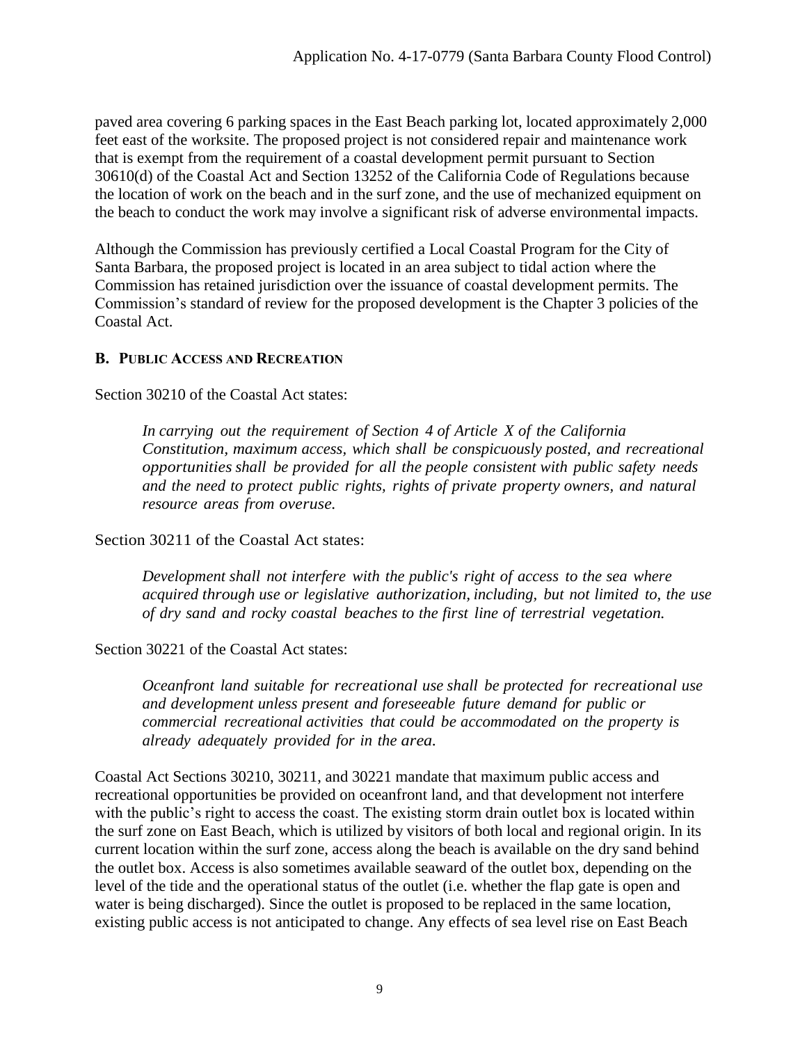paved area covering 6 parking spaces in the East Beach parking lot, located approximately 2,000 feet east of the worksite. The proposed project is not considered repair and maintenance work that is exempt from the requirement of a coastal development permit pursuant to Section 30610(d) of the Coastal Act and Section 13252 of the California Code of Regulations because the location of work on the beach and in the surf zone, and the use of mechanized equipment on the beach to conduct the work may involve a significant risk of adverse environmental impacts.

Although the Commission has previously certified a Local Coastal Program for the City of Santa Barbara, the proposed project is located in an area subject to tidal action where the Commission has retained jurisdiction over the issuance of coastal development permits. The Commission's standard of review for the proposed development is the Chapter 3 policies of the Coastal Act.

### B. PUBLIC ACCESS AND RECREATION

Section 30210 of the Coastal Act states:

> *In carrying out the requirement of Section 4 of Article X of the California Constitution, maximum access, which shall be conspicuously posted, and recreational opportunities shall be provided for all the people consistent with public safety needs and the need to protect public rights, rights of private property owners, and natural resource areas from overuse.*

Section 30211 of the Coastal Act states:

> *Development shall not interfere with the public's right of access to the sea where acquired through use or legislative authorization, including, but not limited to, the use of dry sand and rocky coastal beaches to the first line of terrestrial vegetation.*

Section 30221 of the Coastal Act states:

> *Oceanfront land suitable for recreational use shall be protected for recreational use and development unless present and foreseeable future demand for public or commercial recreational activities that could be accommodated on the property is already adequately provided for in the area.*

Coastal Act Sections 30210, 30211, and 30221 mandate that maximum public access and recreational opportunities be provided on oceanfront land, and that development not interfere with the public's right to access the coast. The existing storm drain outlet box is located within the surf zone on East Beach, which is utilized by visitors of both local and regional origin. In its current location within the surf zone, access along the beach is available on the dry sand behind the outlet box. Access is also sometimes available seaward of the outlet box, depending on the level of the tide and the operational status of the outlet (i.e. whether the flap gate is open and water is being discharged). Since the outlet is proposed to be replaced in the same location, existing public access is not anticipated to change. Any effects of sea level rise on East Beach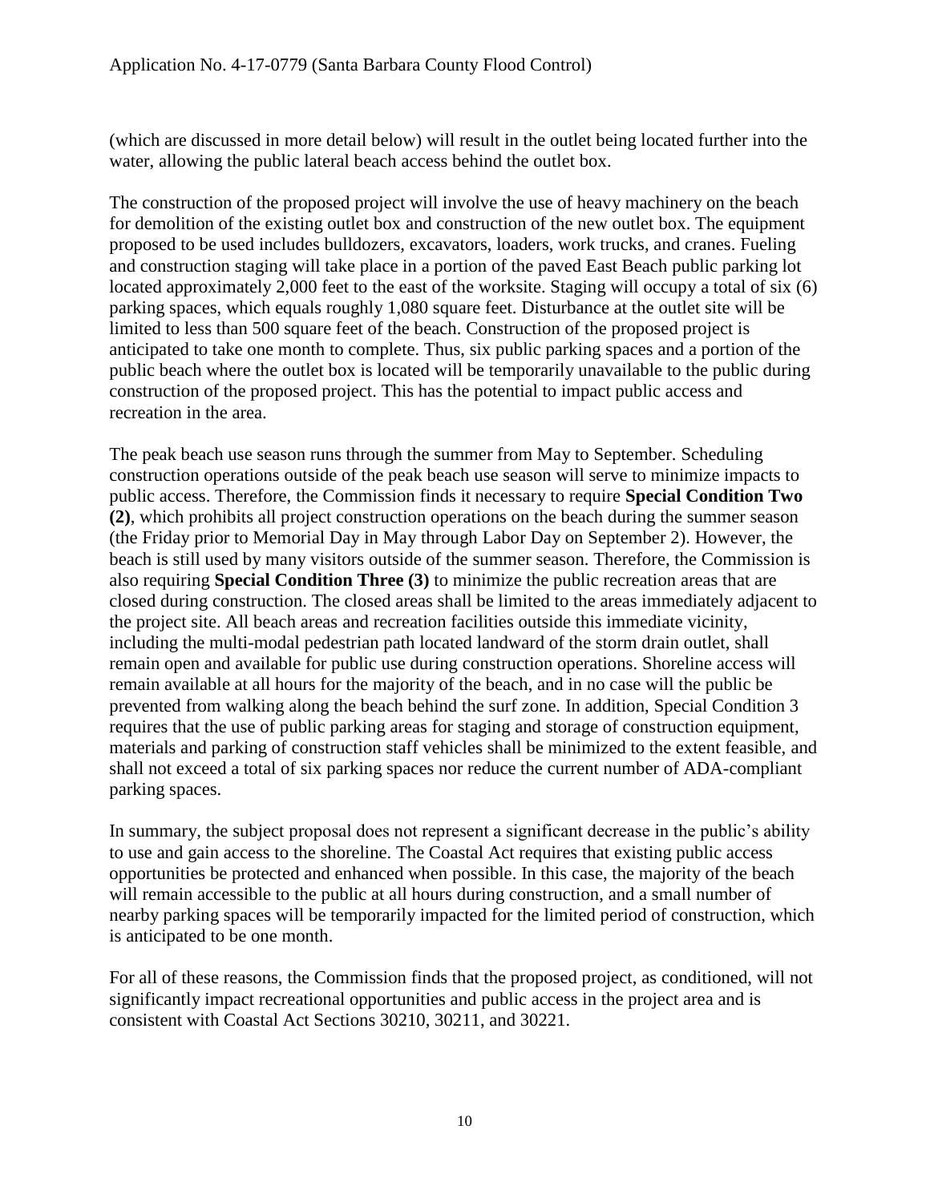(which are discussed in more detail below) will result in the outlet being located further into the water, allowing the public lateral beach access behind the outlet box.

The construction of the proposed project will involve the use of heavy machinery on the beach for demolition of the existing outlet box and construction of the new outlet box. The equipment proposed to be used includes bulldozers, excavators, loaders, work trucks, and cranes. Fueling and construction staging will take place in a portion of the paved East Beach public parking lot located approximately 2,000 feet to the east of the worksite. Staging will occupy a total of six (6) parking spaces, which equals roughly 1,080 square feet. Disturbance at the outlet site will be limited to less than 500 square feet of the beach. Construction of the proposed project is anticipated to take one month to complete. Thus, six public parking spaces and a portion of the public beach where the outlet box is located will be temporarily unavailable to the public during construction of the proposed project. This has the potential to impact public access and recreation in the area.

The peak beach use season runs through the summer from May to September. Scheduling construction operations outside of the peak beach use season will serve to minimize impacts to public access. Therefore, the Commission finds it necessary to require **Special Condition Two (2)**, which prohibits all project construction operations on the beach during the summer season (the Friday prior to Memorial Day in May through Labor Day on September 2). However, the beach is still used by many visitors outside of the summer season. Therefore, the Commission is also requiring **Special Condition Three (3)** to minimize the public recreation areas that are closed during construction. The closed areas shall be limited to the areas immediately adjacent to the project site. All beach areas and recreation facilities outside this immediate vicinity, including the multi-modal pedestrian path located landward of the storm drain outlet, shall remain open and available for public use during construction operations. Shoreline access will remain available at all hours for the majority of the beach, and in no case will the public be prevented from walking along the beach behind the surf zone. In addition, Special Condition 3 requires that the use of public parking areas for staging and storage of construction equipment, materials and parking of construction staff vehicles shall be minimized to the extent feasible, and shall not exceed a total of six parking spaces nor reduce the current number of ADA-compliant parking spaces.

In summary, the subject proposal does not represent a significant decrease in the public's ability to use and gain access to the shoreline. The Coastal Act requires that existing public access opportunities be protected and enhanced when possible. In this case, the majority of the beach will remain accessible to the public at all hours during construction, and a small number of nearby parking spaces will be temporarily impacted for the limited period of construction, which is anticipated to be one month.

For all of these reasons, the Commission finds that the proposed project, as conditioned, will not significantly impact recreational opportunities and public access in the project area and is consistent with Coastal Act Sections 30210, 30211, and 30221.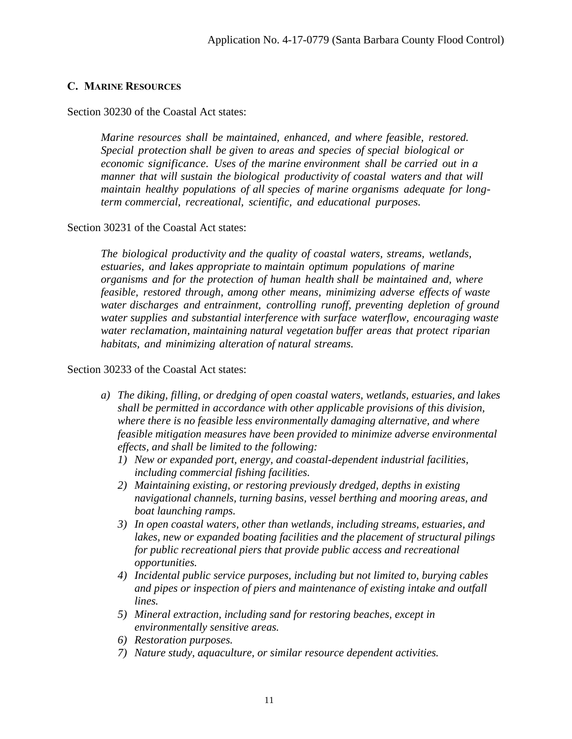## C. MARINE RESOURCES

Section 30230 of the Coastal Act states:

> *Marine resources shall be maintained, enhanced, and where feasible, restored. Special protection shall be given to areas and species of special biological or economic significance. Uses of the marine environment shall be carried out in a manner that will sustain the biological productivity of coastal waters and that will maintain healthy populations of all species of marine organisms adequate for long-term commercial, recreational, scientific, and educational purposes.*

Section 30231 of the Coastal Act states:

> *The biological productivity and the quality of coastal waters, streams, wetlands, estuaries, and lakes appropriate to maintain optimum populations of marine organisms and for the protection of human health shall be maintained and, where feasible, restored through, among other means, minimizing adverse effects of waste water discharges and entrainment, controlling runoff, preventing depletion of ground water supplies and substantial interference with surface waterflow, encouraging waste water reclamation, maintaining natural vegetation buffer areas that protect riparian habitats, and minimizing alteration of natural streams.*

Section 30233 of the Coastal Act states:

> a) *The diking, filling, or dredging of open coastal waters, wetlands, estuaries, and lakes shall be permitted in accordance with other applicable provisions of this division, where there is no feasible less environmentally damaging alternative, and where feasible mitigation measures have been provided to minimize adverse environmental effects, and shall be limited to the following:*
>    1) *New or expanded port, energy, and coastal-dependent industrial facilities, including commercial fishing facilities.*
>    2) *Maintaining existing, or restoring previously dredged, depths in existing navigational channels, turning basins, vessel berthing and mooring areas, and boat launching ramps.*
>    3) *In open coastal waters, other than wetlands, including streams, estuaries, and lakes, new or expanded boating facilities and the placement of structural pilings for public recreational piers that provide public access and recreational opportunities.*
>    4) *Incidental public service purposes, including but not limited to, burying cables and pipes or inspection of piers and maintenance of existing intake and outfall lines.*
>    5) *Mineral extraction, including sand for restoring beaches, except in environmentally sensitive areas.*
>    6) *Restoration purposes.*
>    7) *Nature study, aquaculture, or similar resource dependent activities.*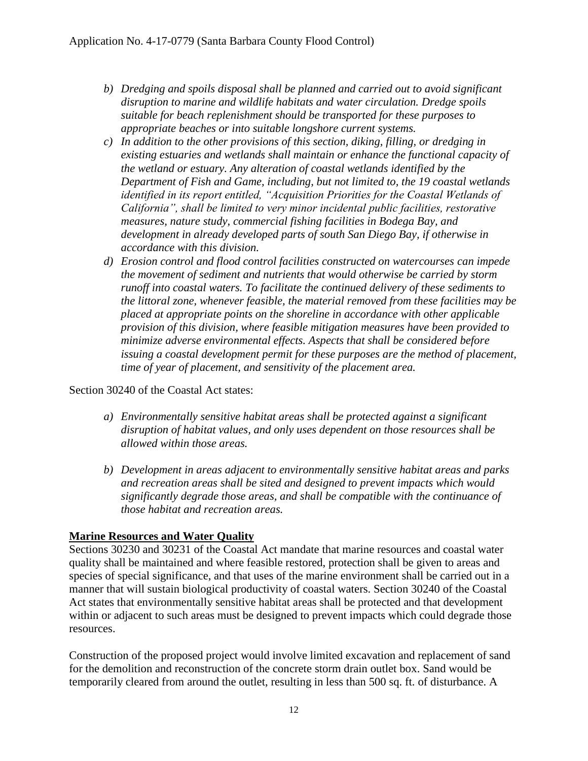- b) *Dredging and spoils disposal shall be planned and carried out to avoid significant disruption to marine and wildlife habitats and water circulation. Dredge spoils suitable for beach replenishment should be transported for these purposes to appropriate beaches or into suitable longshore current systems.*
- c) *In addition to the other provisions of this section, diking, filling, or dredging in existing estuaries and wetlands shall maintain or enhance the functional capacity of the wetland or estuary. Any alteration of coastal wetlands identified by the Department of Fish and Game, including, but not limited to, the 19 coastal wetlands identified in its report entitled, "Acquisition Priorities for the Coastal Wetlands of California", shall be limited to very minor incidental public facilities, restorative measures, nature study, commercial fishing facilities in Bodega Bay, and development in already developed parts of south San Diego Bay, if otherwise in accordance with this division.*
- d) *Erosion control and flood control facilities constructed on watercourses can impede the movement of sediment and nutrients that would otherwise be carried by storm runoff into coastal waters. To facilitate the continued delivery of these sediments to the littoral zone, whenever feasible, the material removed from these facilities may be placed at appropriate points on the shoreline in accordance with other applicable provision of this division, where feasible mitigation measures have been provided to minimize adverse environmental effects. Aspects that shall be considered before issuing a coastal development permit for these purposes are the method of placement, time of year of placement, and sensitivity of the placement area.*

Section 30240 of the Coastal Act states:

- a) *Environmentally sensitive habitat areas shall be protected against a significant disruption of habitat values, and only uses dependent on those resources shall be allowed within those areas.*

- b) *Development in areas adjacent to environmentally sensitive habitat areas and parks and recreation areas shall be sited and designed to prevent impacts which would significantly degrade those areas, and shall be compatible with the continuance of those habitat and recreation areas.*

**Marine Resources and Water Quality**

Sections 30230 and 30231 of the Coastal Act mandate that marine resources and coastal water quality shall be maintained and where feasible restored, protection shall be given to areas and species of special significance, and that uses of the marine environment shall be carried out in a manner that will sustain biological productivity of coastal waters. Section 30240 of the Coastal Act states that environmentally sensitive habitat areas shall be protected and that development within or adjacent to such areas must be designed to prevent impacts which could degrade those resources.

Construction of the proposed project would involve limited excavation and replacement of sand for the demolition and reconstruction of the concrete storm drain outlet box. Sand would be temporarily cleared from around the outlet, resulting in less than 500 sq. ft. of disturbance. A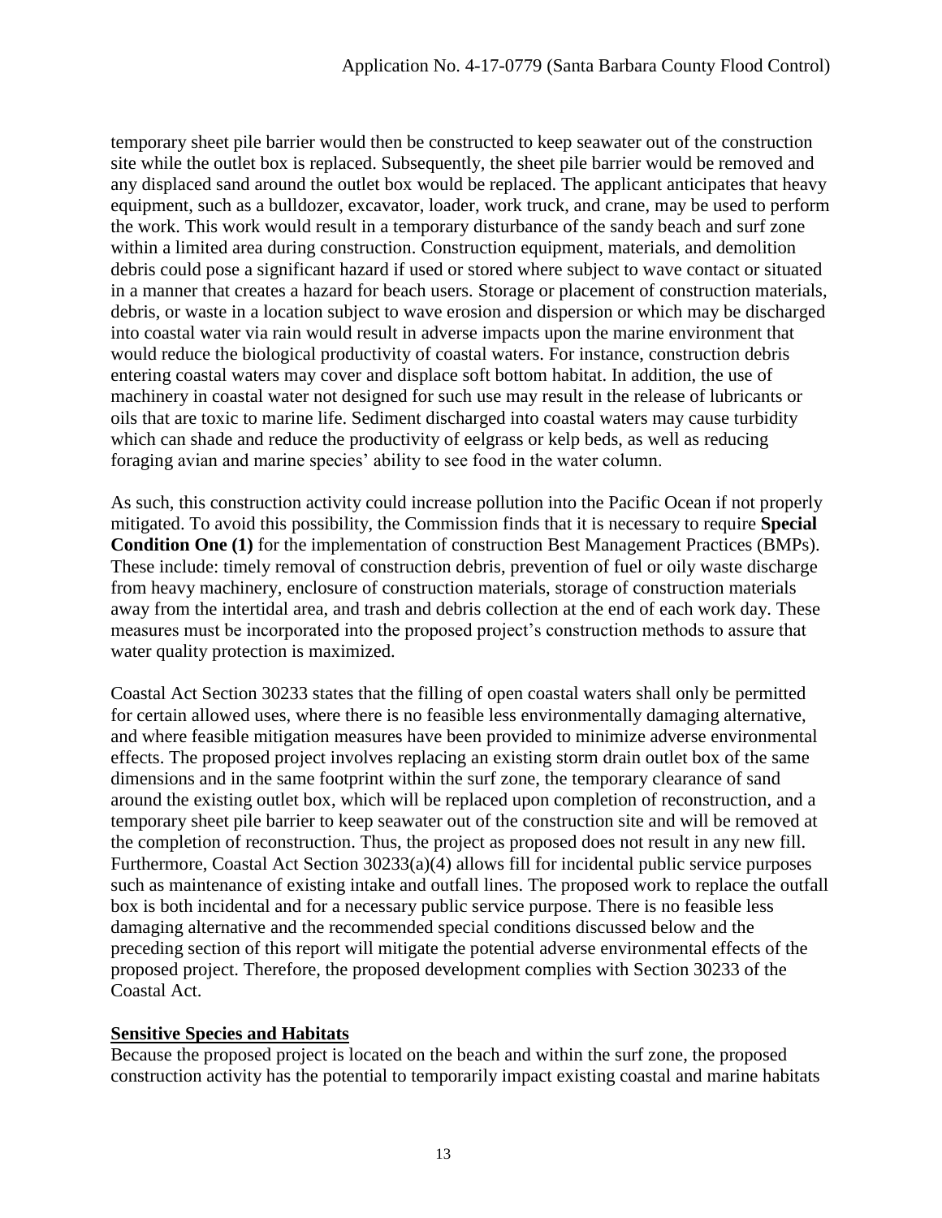temporary sheet pile barrier would then be constructed to keep seawater out of the construction site while the outlet box is replaced. Subsequently, the sheet pile barrier would be removed and any displaced sand around the outlet box would be replaced. The applicant anticipates that heavy equipment, such as a bulldozer, excavator, loader, work truck, and crane, may be used to perform the work. This work would result in a temporary disturbance of the sandy beach and surf zone within a limited area during construction. Construction equipment, materials, and demolition debris could pose a significant hazard if used or stored where subject to wave contact or situated in a manner that creates a hazard for beach users. Storage or placement of construction materials, debris, or waste in a location subject to wave erosion and dispersion or which may be discharged into coastal water via rain would result in adverse impacts upon the marine environment that would reduce the biological productivity of coastal waters. For instance, construction debris entering coastal waters may cover and displace soft bottom habitat. In addition, the use of machinery in coastal water not designed for such use may result in the release of lubricants or oils that are toxic to marine life. Sediment discharged into coastal waters may cause turbidity which can shade and reduce the productivity of eelgrass or kelp beds, as well as reducing foraging avian and marine species' ability to see food in the water column.

As such, this construction activity could increase pollution into the Pacific Ocean if not properly mitigated. To avoid this possibility, the Commission finds that it is necessary to require **Special Condition One (1)** for the implementation of construction Best Management Practices (BMPs). These include: timely removal of construction debris, prevention of fuel or oily waste discharge from heavy machinery, enclosure of construction materials, storage of construction materials away from the intertidal area, and trash and debris collection at the end of each work day. These measures must be incorporated into the proposed project's construction methods to assure that water quality protection is maximized.

Coastal Act Section 30233 states that the filling of open coastal waters shall only be permitted for certain allowed uses, where there is no feasible less environmentally damaging alternative, and where feasible mitigation measures have been provided to minimize adverse environmental effects. The proposed project involves replacing an existing storm drain outlet box of the same dimensions and in the same footprint within the surf zone, the temporary clearance of sand around the existing outlet box, which will be replaced upon completion of reconstruction, and a temporary sheet pile barrier to keep seawater out of the construction site and will be removed at the completion of reconstruction. Thus, the project as proposed does not result in any new fill. Furthermore, Coastal Act Section 30233(a)(4) allows fill for incidental public service purposes such as maintenance of existing intake and outfall lines. The proposed work to replace the outfall box is both incidental and for a necessary public service purpose. There is no feasible less damaging alternative and the recommended special conditions discussed below and the preceding section of this report will mitigate the potential adverse environmental effects of the proposed project. Therefore, the proposed development complies with Section 30233 of the Coastal Act.

## Sensitive Species and Habitats

Because the proposed project is located on the beach and within the surf zone, the proposed construction activity has the potential to temporarily impact existing coastal and marine habitats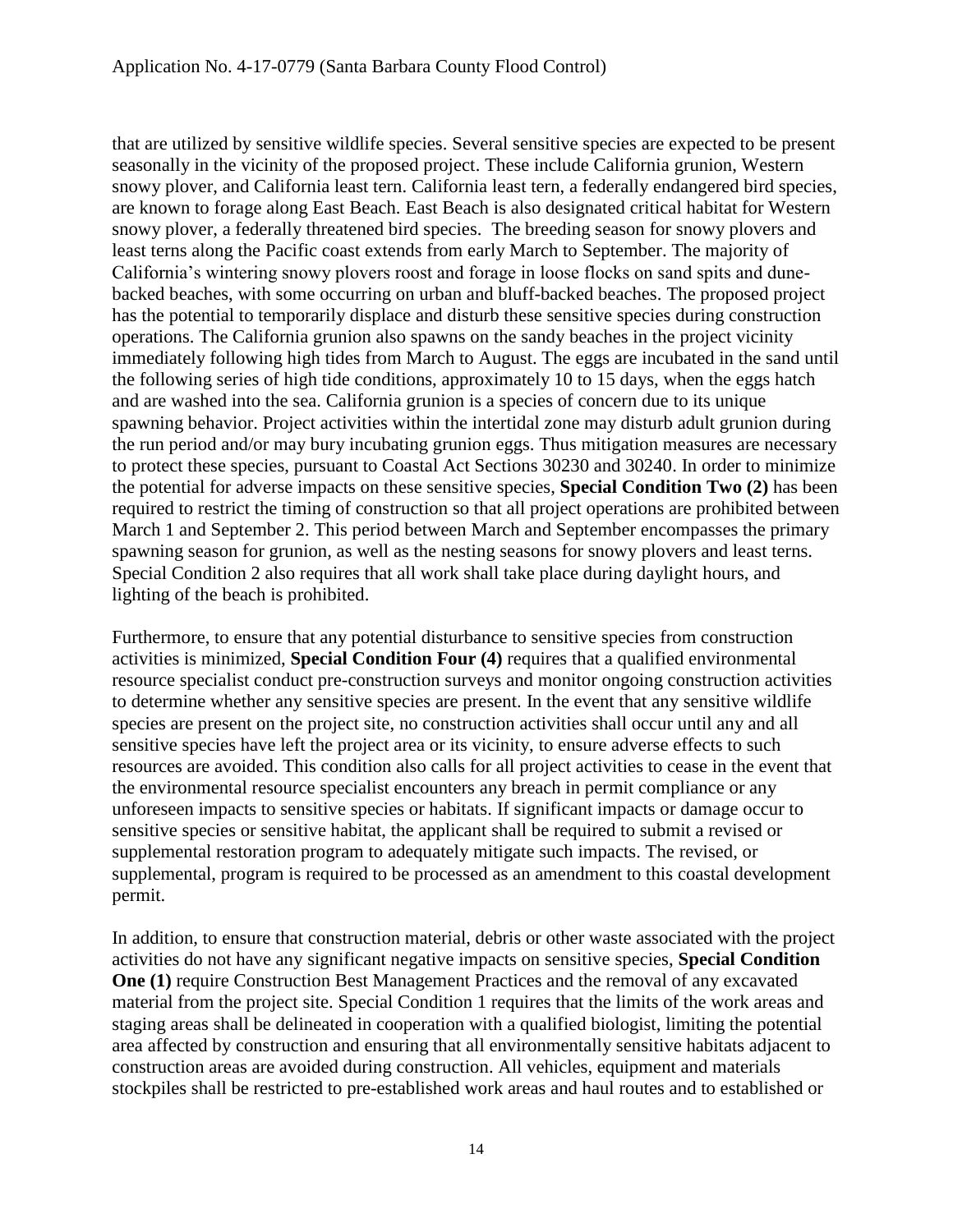that are utilized by sensitive wildlife species. Several sensitive species are expected to be present seasonally in the vicinity of the proposed project. These include California grunion, Western snowy plover, and California least tern. California least tern, a federally endangered bird species, are known to forage along East Beach. East Beach is also designated critical habitat for Western snowy plover, a federally threatened bird species.  The breeding season for snowy plovers and least terns along the Pacific coast extends from early March to September. The majority of California's wintering snowy plovers roost and forage in loose flocks on sand spits and dune-backed beaches, with some occurring on urban and bluff-backed beaches. The proposed project has the potential to temporarily displace and disturb these sensitive species during construction operations. The California grunion also spawns on the sandy beaches in the project vicinity immediately following high tides from March to August. The eggs are incubated in the sand until the following series of high tide conditions, approximately 10 to 15 days, when the eggs hatch and are washed into the sea. California grunion is a species of concern due to its unique spawning behavior. Project activities within the intertidal zone may disturb adult grunion during the run period and/or may bury incubating grunion eggs. Thus mitigation measures are necessary to protect these species, pursuant to Coastal Act Sections 30230 and 30240. In order to minimize the potential for adverse impacts on these sensitive species, **Special Condition Two (2)** has been required to restrict the timing of construction so that all project operations are prohibited between March 1 and September 2. This period between March and September encompasses the primary spawning season for grunion, as well as the nesting seasons for snowy plovers and least terns. Special Condition 2 also requires that all work shall take place during daylight hours, and lighting of the beach is prohibited.

Furthermore, to ensure that any potential disturbance to sensitive species from construction activities is minimized, **Special Condition Four (4)** requires that a qualified environmental resource specialist conduct pre-construction surveys and monitor ongoing construction activities to determine whether any sensitive species are present. In the event that any sensitive wildlife species are present on the project site, no construction activities shall occur until any and all sensitive species have left the project area or its vicinity, to ensure adverse effects to such resources are avoided. This condition also calls for all project activities to cease in the event that the environmental resource specialist encounters any breach in permit compliance or any unforeseen impacts to sensitive species or habitats. If significant impacts or damage occur to sensitive species or sensitive habitat, the applicant shall be required to submit a revised or supplemental restoration program to adequately mitigate such impacts. The revised, or supplemental, program is required to be processed as an amendment to this coastal development permit.

In addition, to ensure that construction material, debris or other waste associated with the project activities do not have any significant negative impacts on sensitive species, **Special Condition One (1)** require Construction Best Management Practices and the removal of any excavated material from the project site. Special Condition 1 requires that the limits of the work areas and staging areas shall be delineated in cooperation with a qualified biologist, limiting the potential area affected by construction and ensuring that all environmentally sensitive habitats adjacent to construction areas are avoided during construction. All vehicles, equipment and materials stockpiles shall be restricted to pre-established work areas and haul routes and to established or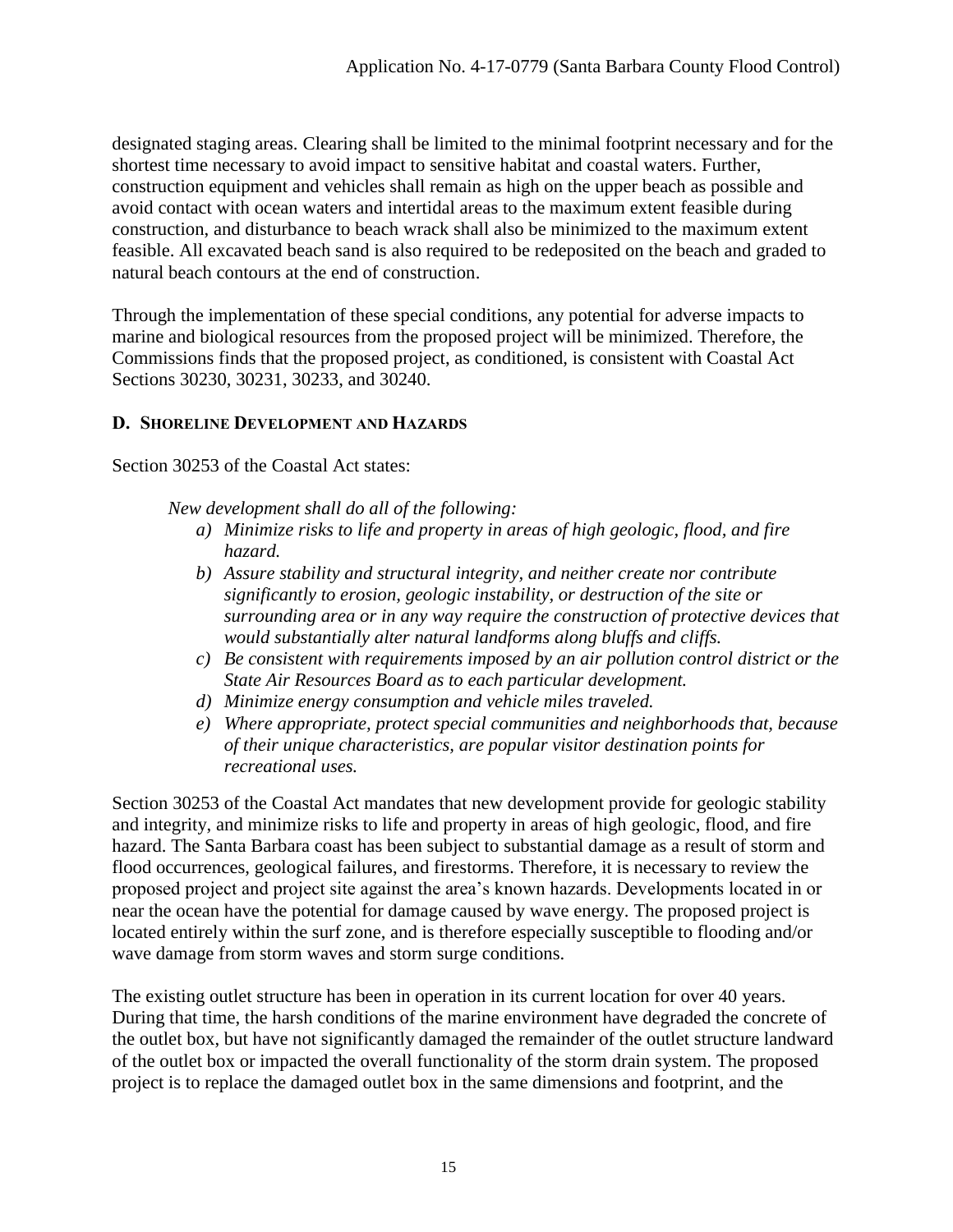designated staging areas. Clearing shall be limited to the minimal footprint necessary and for the shortest time necessary to avoid impact to sensitive habitat and coastal waters. Further, construction equipment and vehicles shall remain as high on the upper beach as possible and avoid contact with ocean waters and intertidal areas to the maximum extent feasible during construction, and disturbance to beach wrack shall also be minimized to the maximum extent feasible. All excavated beach sand is also required to be redeposited on the beach and graded to natural beach contours at the end of construction.

Through the implementation of these special conditions, any potential for adverse impacts to marine and biological resources from the proposed project will be minimized. Therefore, the Commissions finds that the proposed project, as conditioned, is consistent with Coastal Act Sections 30230, 30231, 30233, and 30240.

### D. Shoreline Development and Hazards

Section 30253 of the Coastal Act states:

> *New development shall do all of the following:*
>
> *a) Minimize risks to life and property in areas of high geologic, flood, and fire hazard.*
>
> *b) Assure stability and structural integrity, and neither create nor contribute significantly to erosion, geologic instability, or destruction of the site or surrounding area or in any way require the construction of protective devices that would substantially alter natural landforms along bluffs and cliffs.*
>
> *c) Be consistent with requirements imposed by an air pollution control district or the State Air Resources Board as to each particular development.*
>
> *d) Minimize energy consumption and vehicle miles traveled.*
>
> *e) Where appropriate, protect special communities and neighborhoods that, because of their unique characteristics, are popular visitor destination points for recreational uses.*

Section 30253 of the Coastal Act mandates that new development provide for geologic stability and integrity, and minimize risks to life and property in areas of high geologic, flood, and fire hazard. The Santa Barbara coast has been subject to substantial damage as a result of storm and flood occurrences, geological failures, and firestorms. Therefore, it is necessary to review the proposed project and project site against the area's known hazards. Developments located in or near the ocean have the potential for damage caused by wave energy. The proposed project is located entirely within the surf zone, and is therefore especially susceptible to flooding and/or wave damage from storm waves and storm surge conditions.

The existing outlet structure has been in operation in its current location for over 40 years. During that time, the harsh conditions of the marine environment have degraded the concrete of the outlet box, but have not significantly damaged the remainder of the outlet structure landward of the outlet box or impacted the overall functionality of the storm drain system. The proposed project is to replace the damaged outlet box in the same dimensions and footprint, and the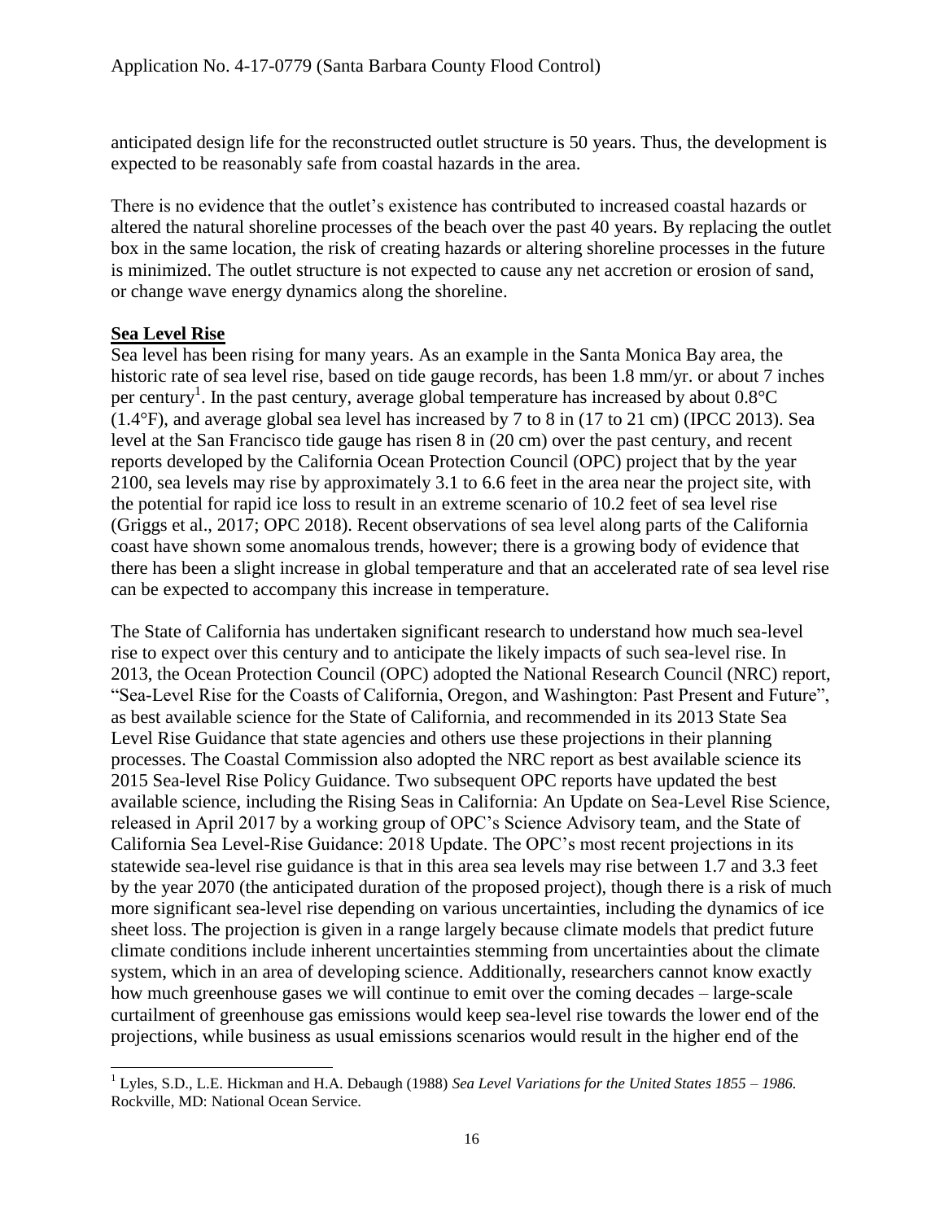anticipated design life for the reconstructed outlet structure is 50 years. Thus, the development is expected to be reasonably safe from coastal hazards in the area.

There is no evidence that the outlet's existence has contributed to increased coastal hazards or altered the natural shoreline processes of the beach over the past 40 years. By replacing the outlet box in the same location, the risk of creating hazards or altering shoreline processes in the future is minimized. The outlet structure is not expected to cause any net accretion or erosion of sand, or change wave energy dynamics along the shoreline.

**Sea Level Rise**

Sea level has been rising for many years. As an example in the Santa Monica Bay area, the historic rate of sea level rise, based on tide gauge records, has been 1.8 mm/yr. or about 7 inches per century[1]. In the past century, average global temperature has increased by about 0.8°C (1.4°F), and average global sea level has increased by 7 to 8 in (17 to 21 cm) (IPCC 2013). Sea level at the San Francisco tide gauge has risen 8 in (20 cm) over the past century, and recent reports developed by the California Ocean Protection Council (OPC) project that by the year 2100, sea levels may rise by approximately 3.1 to 6.6 feet in the area near the project site, with the potential for rapid ice loss to result in an extreme scenario of 10.2 feet of sea level rise (Griggs et al., 2017; OPC 2018). Recent observations of sea level along parts of the California coast have shown some anomalous trends, however; there is a growing body of evidence that there has been a slight increase in global temperature and that an accelerated rate of sea level rise can be expected to accompany this increase in temperature.

The State of California has undertaken significant research to understand how much sea-level rise to expect over this century and to anticipate the likely impacts of such sea-level rise. In 2013, the Ocean Protection Council (OPC) adopted the National Research Council (NRC) report, "Sea-Level Rise for the Coasts of California, Oregon, and Washington: Past Present and Future", as best available science for the State of California, and recommended in its 2013 State Sea Level Rise Guidance that state agencies and others use these projections in their planning processes. The Coastal Commission also adopted the NRC report as best available science its 2015 Sea-level Rise Policy Guidance. Two subsequent OPC reports have updated the best available science, including the Rising Seas in California: An Update on Sea-Level Rise Science, released in April 2017 by a working group of OPC's Science Advisory team, and the State of California Sea Level-Rise Guidance: 2018 Update. The OPC's most recent projections in its statewide sea-level rise guidance is that in this area sea levels may rise between 1.7 and 3.3 feet by the year 2070 (the anticipated duration of the proposed project), though there is a risk of much more significant sea-level rise depending on various uncertainties, including the dynamics of ice sheet loss. The projection is given in a range largely because climate models that predict future climate conditions include inherent uncertainties stemming from uncertainties about the climate system, which in an area of developing science. Additionally, researchers cannot know exactly how much greenhouse gases we will continue to emit over the coming decades – large-scale curtailment of greenhouse gas emissions would keep sea-level rise towards the lower end of the projections, while business as usual emissions scenarios would result in the higher end of the

[1] Lyles, S.D., L.E. Hickman and H.A. Debaugh (1988) *Sea Level Variations for the United States 1855 – 1986.* Rockville, MD: National Ocean Service.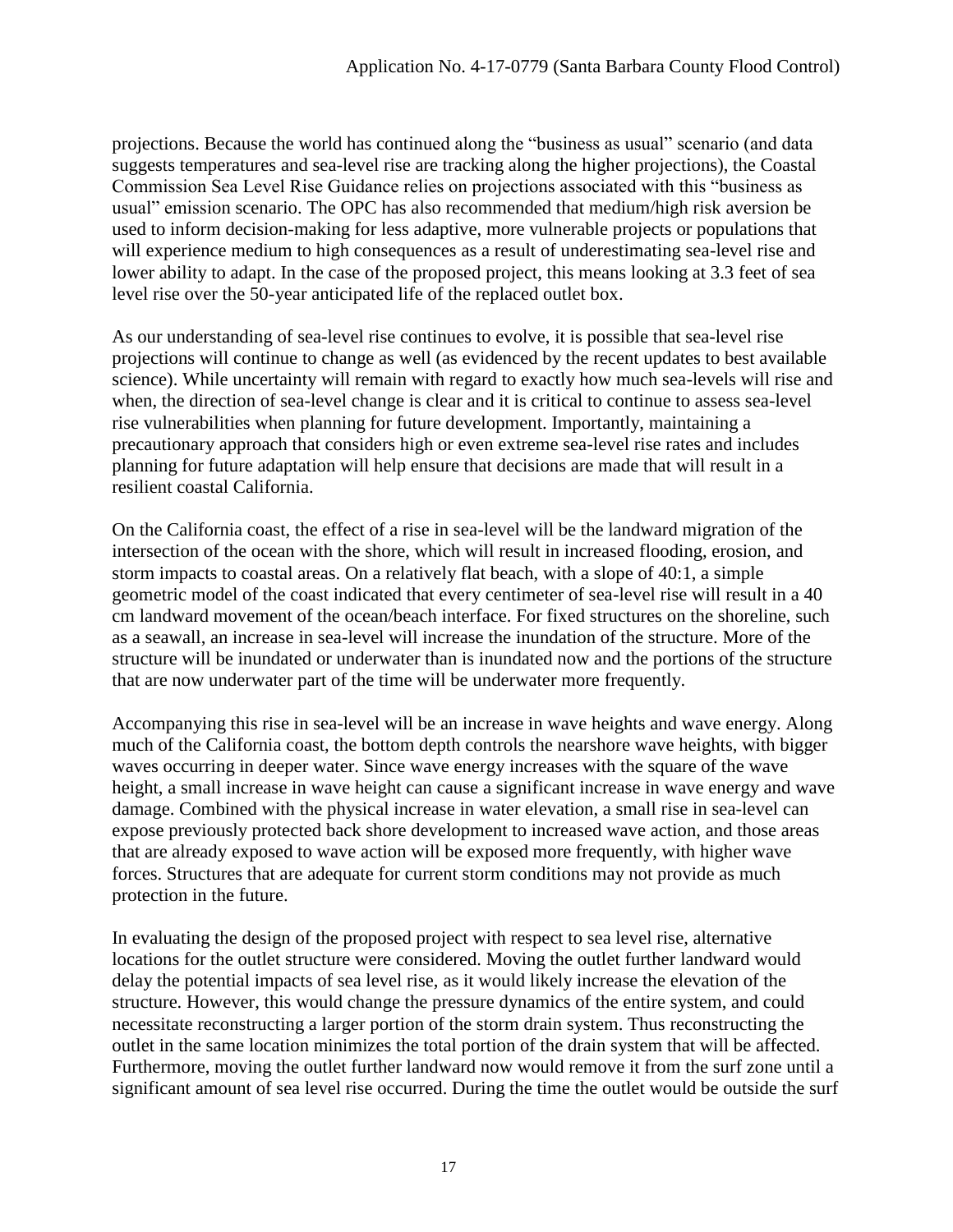projections. Because the world has continued along the "business as usual" scenario (and data suggests temperatures and sea-level rise are tracking along the higher projections), the Coastal Commission Sea Level Rise Guidance relies on projections associated with this "business as usual" emission scenario. The OPC has also recommended that medium/high risk aversion be used to inform decision-making for less adaptive, more vulnerable projects or populations that will experience medium to high consequences as a result of underestimating sea-level rise and lower ability to adapt. In the case of the proposed project, this means looking at 3.3 feet of sea level rise over the 50-year anticipated life of the replaced outlet box.

As our understanding of sea-level rise continues to evolve, it is possible that sea-level rise projections will continue to change as well (as evidenced by the recent updates to best available science). While uncertainty will remain with regard to exactly how much sea-levels will rise and when, the direction of sea-level change is clear and it is critical to continue to assess sea-level rise vulnerabilities when planning for future development. Importantly, maintaining a precautionary approach that considers high or even extreme sea-level rise rates and includes planning for future adaptation will help ensure that decisions are made that will result in a resilient coastal California.

On the California coast, the effect of a rise in sea-level will be the landward migration of the intersection of the ocean with the shore, which will result in increased flooding, erosion, and storm impacts to coastal areas. On a relatively flat beach, with a slope of 40:1, a simple geometric model of the coast indicated that every centimeter of sea-level rise will result in a 40 cm landward movement of the ocean/beach interface. For fixed structures on the shoreline, such as a seawall, an increase in sea-level will increase the inundation of the structure. More of the structure will be inundated or underwater than is inundated now and the portions of the structure that are now underwater part of the time will be underwater more frequently.

Accompanying this rise in sea-level will be an increase in wave heights and wave energy. Along much of the California coast, the bottom depth controls the nearshore wave heights, with bigger waves occurring in deeper water. Since wave energy increases with the square of the wave height, a small increase in wave height can cause a significant increase in wave energy and wave damage. Combined with the physical increase in water elevation, a small rise in sea-level can expose previously protected back shore development to increased wave action, and those areas that are already exposed to wave action will be exposed more frequently, with higher wave forces. Structures that are adequate for current storm conditions may not provide as much protection in the future.

In evaluating the design of the proposed project with respect to sea level rise, alternative locations for the outlet structure were considered. Moving the outlet further landward would delay the potential impacts of sea level rise, as it would likely increase the elevation of the structure. However, this would change the pressure dynamics of the entire system, and could necessitate reconstructing a larger portion of the storm drain system. Thus reconstructing the outlet in the same location minimizes the total portion of the drain system that will be affected. Furthermore, moving the outlet further landward now would remove it from the surf zone until a significant amount of sea level rise occurred. During the time the outlet would be outside the surf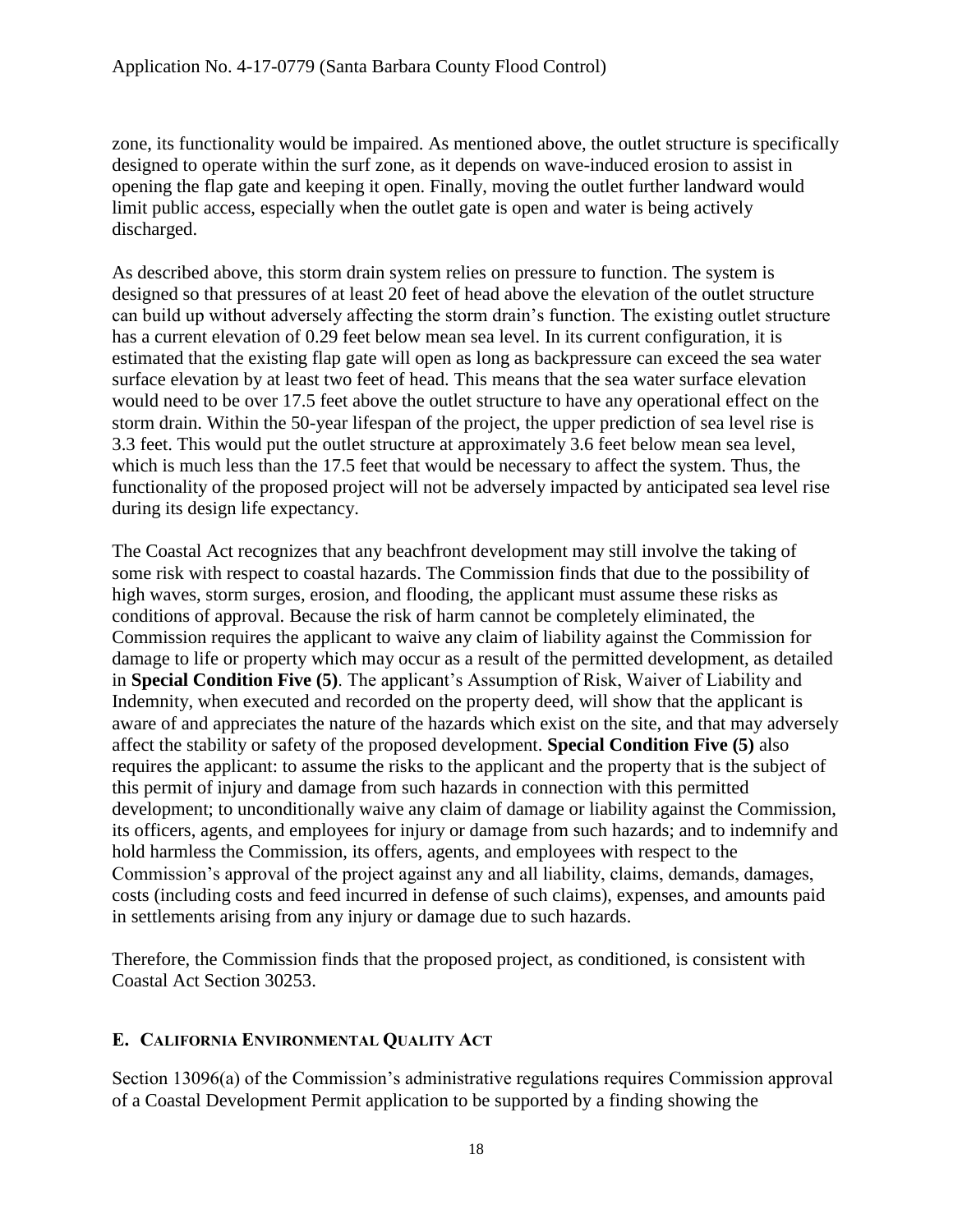zone, its functionality would be impaired. As mentioned above, the outlet structure is specifically designed to operate within the surf zone, as it depends on wave-induced erosion to assist in opening the flap gate and keeping it open. Finally, moving the outlet further landward would limit public access, especially when the outlet gate is open and water is being actively discharged.

As described above, this storm drain system relies on pressure to function. The system is designed so that pressures of at least 20 feet of head above the elevation of the outlet structure can build up without adversely affecting the storm drain's function. The existing outlet structure has a current elevation of 0.29 feet below mean sea level. In its current configuration, it is estimated that the existing flap gate will open as long as backpressure can exceed the sea water surface elevation by at least two feet of head. This means that the sea water surface elevation would need to be over 17.5 feet above the outlet structure to have any operational effect on the storm drain. Within the 50-year lifespan of the project, the upper prediction of sea level rise is 3.3 feet. This would put the outlet structure at approximately 3.6 feet below mean sea level, which is much less than the 17.5 feet that would be necessary to affect the system. Thus, the functionality of the proposed project will not be adversely impacted by anticipated sea level rise during its design life expectancy.

The Coastal Act recognizes that any beachfront development may still involve the taking of some risk with respect to coastal hazards. The Commission finds that due to the possibility of high waves, storm surges, erosion, and flooding, the applicant must assume these risks as conditions of approval. Because the risk of harm cannot be completely eliminated, the Commission requires the applicant to waive any claim of liability against the Commission for damage to life or property which may occur as a result of the permitted development, as detailed in **Special Condition Five (5)**. The applicant's Assumption of Risk, Waiver of Liability and Indemnity, when executed and recorded on the property deed, will show that the applicant is aware of and appreciates the nature of the hazards which exist on the site, and that may adversely affect the stability or safety of the proposed development. **Special Condition Five (5)** also requires the applicant: to assume the risks to the applicant and the property that is the subject of this permit of injury and damage from such hazards in connection with this permitted development; to unconditionally waive any claim of damage or liability against the Commission, its officers, agents, and employees for injury or damage from such hazards; and to indemnify and hold harmless the Commission, its offers, agents, and employees with respect to the Commission's approval of the project against any and all liability, claims, demands, damages, costs (including costs and feed incurred in defense of such claims), expenses, and amounts paid in settlements arising from any injury or damage due to such hazards.

Therefore, the Commission finds that the proposed project, as conditioned, is consistent with Coastal Act Section 30253.

## E. California Environmental Quality Act

Section 13096(a) of the Commission's administrative regulations requires Commission approval of a Coastal Development Permit application to be supported by a finding showing the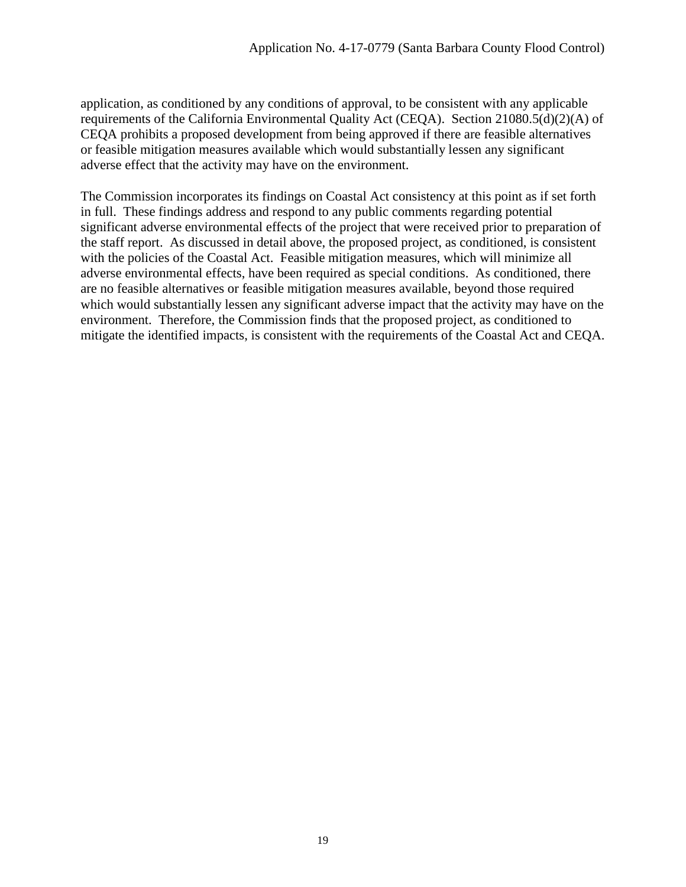application, as conditioned by any conditions of approval, to be consistent with any applicable requirements of the California Environmental Quality Act (CEQA). Section 21080.5(d)(2)(A) of CEQA prohibits a proposed development from being approved if there are feasible alternatives or feasible mitigation measures available which would substantially lessen any significant adverse effect that the activity may have on the environment.

The Commission incorporates its findings on Coastal Act consistency at this point as if set forth in full. These findings address and respond to any public comments regarding potential significant adverse environmental effects of the project that were received prior to preparation of the staff report. As discussed in detail above, the proposed project, as conditioned, is consistent with the policies of the Coastal Act. Feasible mitigation measures, which will minimize all adverse environmental effects, have been required as special conditions. As conditioned, there are no feasible alternatives or feasible mitigation measures available, beyond those required which would substantially lessen any significant adverse impact that the activity may have on the environment. Therefore, the Commission finds that the proposed project, as conditioned to mitigate the identified impacts, is consistent with the requirements of the Coastal Act and CEQA.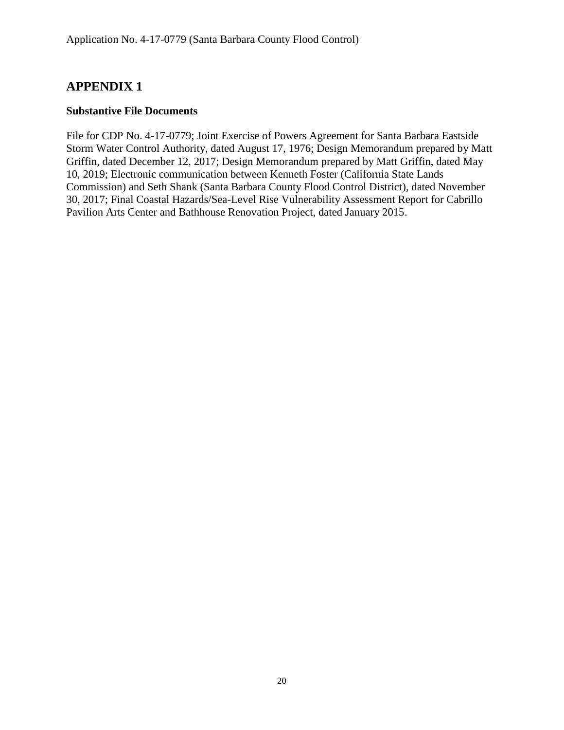# APPENDIX 1

**Substantive File Documents**

File for CDP No. 4-17-0779; Joint Exercise of Powers Agreement for Santa Barbara Eastside Storm Water Control Authority, dated August 17, 1976; Design Memorandum prepared by Matt Griffin, dated December 12, 2017; Design Memorandum prepared by Matt Griffin, dated May 10, 2019; Electronic communication between Kenneth Foster (California State Lands Commission) and Seth Shank (Santa Barbara County Flood Control District), dated November 30, 2017; Final Coastal Hazards/Sea-Level Rise Vulnerability Assessment Report for Cabrillo Pavilion Arts Center and Bathhouse Renovation Project, dated January 2015.